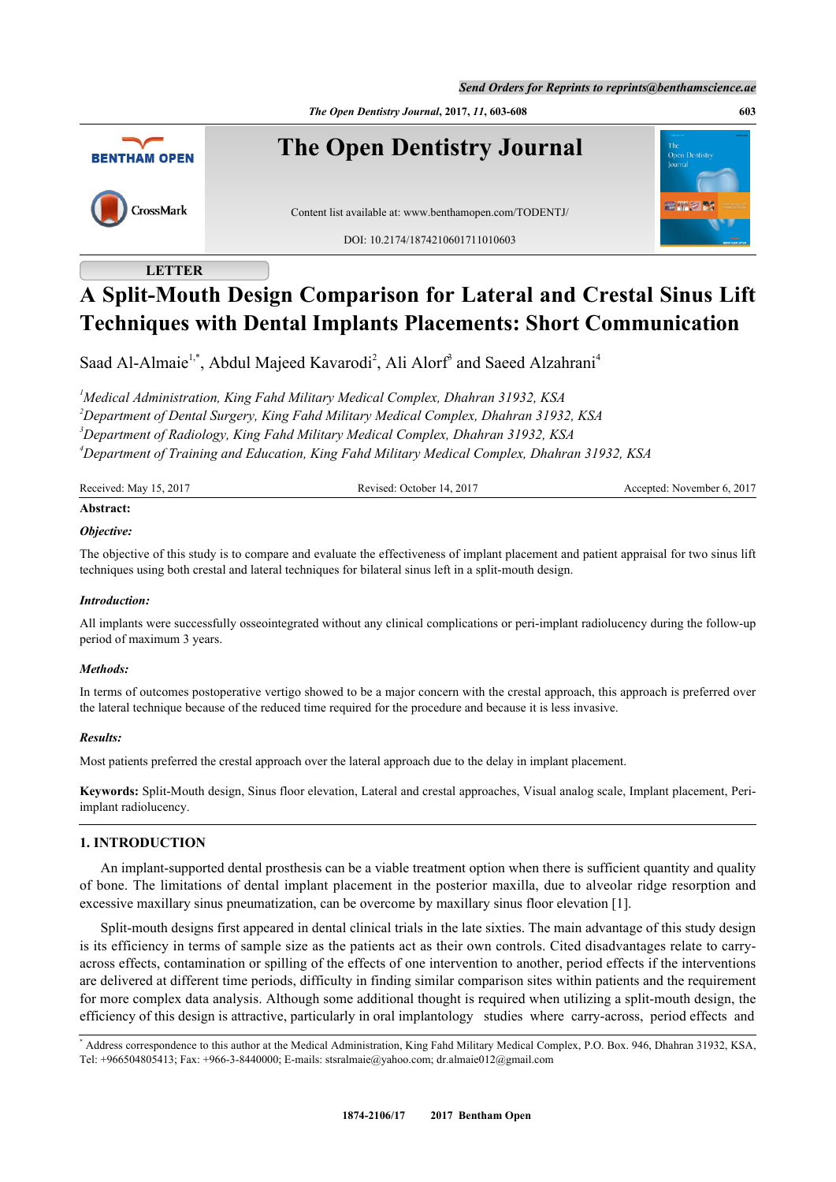LETTER

# A Split-Mouth Design Comparison for Lateral and Crestal Sinus Lift Techniques with Dental Implants Placements: Short Communication

Saad Al-Almaie[1,*], Abdul Majeed Kavarodi[2], Ali Alorf[3] and Saeed Alzahrani[4]

[1]*Medical Administration, King Fahd Military Medical Complex, Dhahran 31932, KSA*
[2]*Department of Dental Surgery, King Fahd Military Medical Complex, Dhahran 31932, KSA*
[3]*Department of Radiology, King Fahd Military Medical Complex, Dhahran 31932, KSA*
[4]*Department of Training and Education, King Fahd Military Medical Complex, Dhahran 31932, KSA*

Received: May 15, 2017 Revised: October 14, 2017 Accepted: November 6, 2017

**Abstract:**

***Objective:***

The objective of this study is to compare and evaluate the effectiveness of implant placement and patient appraisal for two sinus lift techniques using both crestal and lateral techniques for bilateral sinus left in a split-mouth design.

***Introduction:***

All implants were successfully osseointegrated without any clinical complications or peri-implant radiolucency during the follow-up period of maximum 3 years.

***Methods:***

In terms of outcomes postoperative vertigo showed to be a major concern with the crestal approach, this approach is preferred over the lateral technique because of the reduced time required for the procedure and because it is less invasive.

***Results:***

Most patients preferred the crestal approach over the lateral approach due to the delay in implant placement.

**Keywords:** Split-Mouth design, Sinus floor elevation, Lateral and crestal approaches, Visual analog scale, Implant placement, Peri-implant radiolucency.

## 1. INTRODUCTION

An implant-supported dental prosthesis can be a viable treatment option when there is sufficient quantity and quality of bone. The limitations of dental implant placement in the posterior maxilla, due to alveolar ridge resorption and excessive maxillary sinus pneumatization, can be overcome by maxillary sinus floor elevation [1].

Split-mouth designs first appeared in dental clinical trials in the late sixties. The main advantage of this study design is its efficiency in terms of sample size as the patients act as their own controls. Cited disadvantages relate to carry-across effects, contamination or spilling of the effects of one intervention to another, period effects if the interventions are delivered at different time periods, difficulty in finding similar comparison sites within patients and the requirement for more complex data analysis. Although some additional thought is required when utilizing a split-mouth design, the efficiency of this design is attractive, particularly in oral implantology studies where carry-across, period effects and

* Address correspondence to this author at the Medical Administration, King Fahd Military Medical Complex, P.O. Box. 946, Dhahran 31932, KSA, Tel: +966504805413; Fax: +966-3-8440000; E-mails: stsralmaie@yahoo.com; dr.almaie012@gmail.com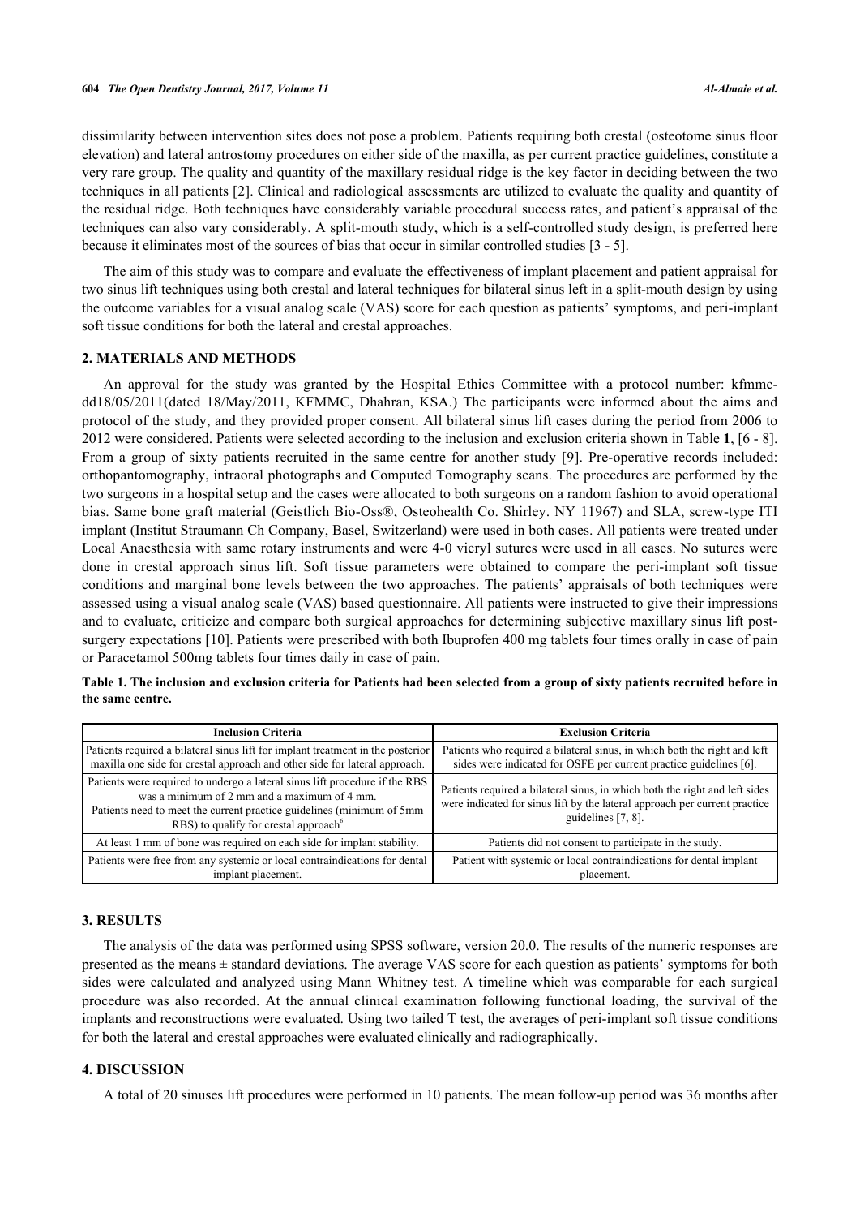dissimilarity between intervention sites does not pose a problem. Patients requiring both crestal (osteotome sinus floor elevation) and lateral antrostomy procedures on either side of the maxilla, as per current practice guidelines, constitute a very rare group. The quality and quantity of the maxillary residual ridge is the key factor in deciding between the two techniques in all patients [2]. Clinical and radiological assessments are utilized to evaluate the quality and quantity of the residual ridge. Both techniques have considerably variable procedural success rates, and patient's appraisal of the techniques can also vary considerably. A split-mouth study, which is a self-controlled study design, is preferred here because it eliminates most of the sources of bias that occur in similar controlled studies [3 - 5].

The aim of this study was to compare and evaluate the effectiveness of implant placement and patient appraisal for two sinus lift techniques using both crestal and lateral techniques for bilateral sinus left in a split-mouth design by using the outcome variables for a visual analog scale (VAS) score for each question as patients' symptoms, and peri-implant soft tissue conditions for both the lateral and crestal approaches.

## 2. MATERIALS AND METHODS

An approval for the study was granted by the Hospital Ethics Committee with a protocol number: kfmmc-dd18/05/2011(dated 18/May/2011, KFMMC, Dhahran, KSA.) The participants were informed about the aims and protocol of the study, and they provided proper consent. All bilateral sinus lift cases during the period from 2006 to 2012 were considered. Patients were selected according to the inclusion and exclusion criteria shown in Table **1**, [6 - 8]. From a group of sixty patients recruited in the same centre for another study [9]. Pre-operative records included: orthopantomography, intraoral photographs and Computed Tomography scans. The procedures are performed by the two surgeons in a hospital setup and the cases were allocated to both surgeons on a random fashion to avoid operational bias. Same bone graft material (Geistlich Bio-Oss®, Osteohealth Co. Shirley. NY 11967) and SLA, screw-type ITI implant (Institut Straumann Ch Company, Basel, Switzerland) were used in both cases. All patients were treated under Local Anaesthesia with same rotary instruments and were 4-0 vicryl sutures were used in all cases. No sutures were done in crestal approach sinus lift. Soft tissue parameters were obtained to compare the peri-implant soft tissue conditions and marginal bone levels between the two approaches. The patients' appraisals of both techniques were assessed using a visual analog scale (VAS) based questionnaire. All patients were instructed to give their impressions and to evaluate, criticize and compare both surgical approaches for determining subjective maxillary sinus lift post-surgery expectations [10]. Patients were prescribed with both Ibuprofen 400 mg tablets four times orally in case of pain or Paracetamol 500mg tablets four times daily in case of pain.

**Table 1. The inclusion and exclusion criteria for Patients had been selected from a group of sixty patients recruited before in the same centre.**

| Inclusion Criteria | Exclusion Criteria |
|---|---|
| Patients required a bilateral sinus lift for implant treatment in the posterior maxilla one side for crestal approach and other side for lateral approach. | Patients who required a bilateral sinus, in which both the right and left sides were indicated for OSFE per current practice guidelines [6]. |
| Patients were required to undergo a lateral sinus lift procedure if the RBS was a minimum of 2 mm and a maximum of 4 mm. Patients need to meet the current practice guidelines (minimum of 5mm RBS) to qualify for crestal approach[6] | Patients required a bilateral sinus, in which both the right and left sides were indicated for sinus lift by the lateral approach per current practice guidelines [7, 8]. |
| At least 1 mm of bone was required on each side for implant stability. | Patients did not consent to participate in the study. |
| Patients were free from any systemic or local contraindications for dental implant placement. | Patient with systemic or local contraindications for dental implant placement. |

## 3. RESULTS

The analysis of the data was performed using SPSS software, version 20.0. The results of the numeric responses are presented as the means ± standard deviations. The average VAS score for each question as patients' symptoms for both sides were calculated and analyzed using Mann Whitney test. A timeline which was comparable for each surgical procedure was also recorded. At the annual clinical examination following functional loading, the survival of the implants and reconstructions were evaluated. Using two tailed T test, the averages of peri-implant soft tissue conditions for both the lateral and crestal approaches were evaluated clinically and radiographically.

## 4. DISCUSSION

A total of 20 sinuses lift procedures were performed in 10 patients. The mean follow-up period was 36 months after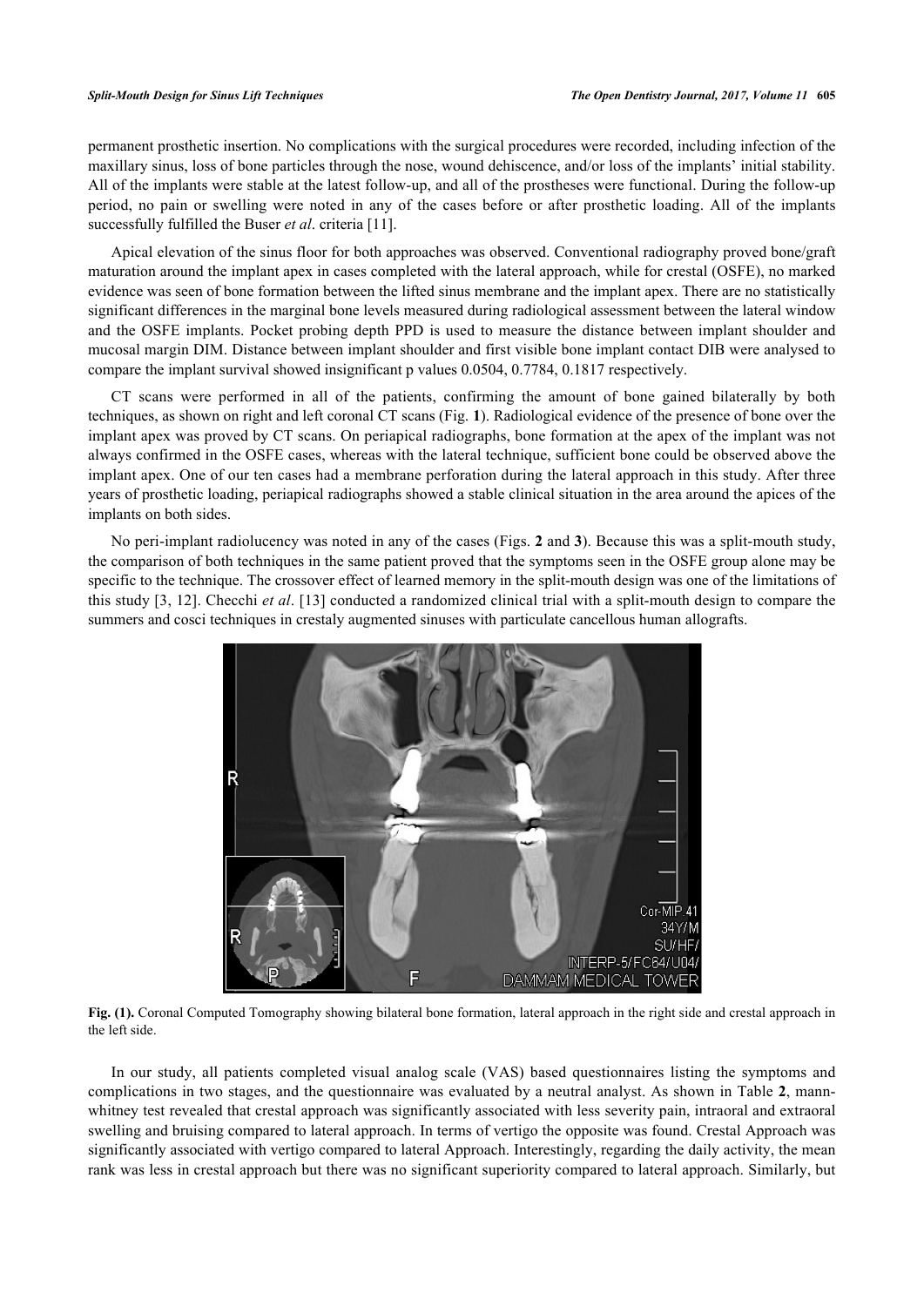permanent prosthetic insertion. No complications with the surgical procedures were recorded, including infection of the maxillary sinus, loss of bone particles through the nose, wound dehiscence, and/or loss of the implants' initial stability. All of the implants were stable at the latest follow-up, and all of the prostheses were functional. During the follow-up period, no pain or swelling were noted in any of the cases before or after prosthetic loading. All of the implants successfully fulfilled the Buser *et al*. criteria [11].

Apical elevation of the sinus floor for both approaches was observed. Conventional radiography proved bone/graft maturation around the implant apex in cases completed with the lateral approach, while for crestal (OSFE), no marked evidence was seen of bone formation between the lifted sinus membrane and the implant apex. There are no statistically significant differences in the marginal bone levels measured during radiological assessment between the lateral window and the OSFE implants. Pocket probing depth PPD is used to measure the distance between implant shoulder and mucosal margin DIM. Distance between implant shoulder and first visible bone implant contact DIB were analysed to compare the implant survival showed insignificant p values 0.0504, 0.7784, 0.1817 respectively.

CT scans were performed in all of the patients, confirming the amount of bone gained bilaterally by both techniques, as shown on right and left coronal CT scans (Fig. **1**). Radiological evidence of the presence of bone over the implant apex was proved by CT scans. On periapical radiographs, bone formation at the apex of the implant was not always confirmed in the OSFE cases, whereas with the lateral technique, sufficient bone could be observed above the implant apex. One of our ten cases had a membrane perforation during the lateral approach in this study. After three years of prosthetic loading, periapical radiographs showed a stable clinical situation in the area around the apices of the implants on both sides.

No peri-implant radiolucency was noted in any of the cases (Figs. **2** and **3**). Because this was a split-mouth study, the comparison of both techniques in the same patient proved that the symptoms seen in the OSFE group alone may be specific to the technique. The crossover effect of learned memory in the split-mouth design was one of the limitations of this study [3, 12]. Checchi *et al*. [13] conducted a randomized clinical trial with a split-mouth design to compare the summers and cosci techniques in crestaly augmented sinuses with particulate cancellous human allografts.

**Fig. (1).** Coronal Computed Tomography showing bilateral bone formation, lateral approach in the right side and crestal approach in the left side.

In our study, all patients completed visual analog scale (VAS) based questionnaires listing the symptoms and complications in two stages, and the questionnaire was evaluated by a neutral analyst. As shown in Table **2**, mann-whitney test revealed that crestal approach was significantly associated with less severity pain, intraoral and extraoral swelling and bruising compared to lateral approach. In terms of vertigo the opposite was found. Crestal Approach was significantly associated with vertigo compared to lateral Approach. Interestingly, regarding the daily activity, the mean rank was less in crestal approach but there was no significant superiority compared to lateral approach. Similarly, but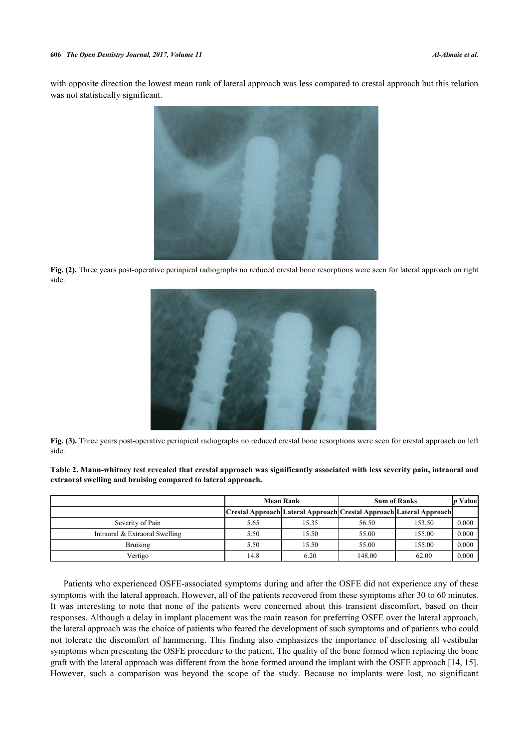with opposite direction the lowest mean rank of lateral approach was less compared to crestal approach but this relation was not statistically significant.

**Fig. (2).** Three years post-operative periapical radiographs no reduced crestal bone resorptions were seen for lateral approach on right side.

**Fig. (3).** Three years post-operative periapical radiographs no reduced crestal bone resorptions were seen for crestal approach on left side.

**Table 2. Mann-whitney test revealed that crestal approach was significantly associated with less severity pain, intraoral and extraoral swelling and bruising compared to lateral approach.**

| | Mean Rank | | Sum of Ranks | | *p* Value |
|---|---|---|---|---|---|
| | Crestal Approach | Lateral Approach | Crestal Approach | Lateral Approach | |
| Severity of Pain | 5.65 | 15.35 | 56.50 | 153.50 | 0.000 |
| Intraoral & Extraoral Swelling | 5.50 | 15.50 | 55.00 | 155.00 | 0.000 |
| Bruising | 5.50 | 15.50 | 55.00 | 155.00 | 0.000 |
| Vertigo | 14.8 | 6.20 | 148.00 | 62.00 | 0.000 |

Patients who experienced OSFE-associated symptoms during and after the OSFE did not experience any of these symptoms with the lateral approach. However, all of the patients recovered from these symptoms after 30 to 60 minutes. It was interesting to note that none of the patients were concerned about this transient discomfort, based on their responses. Although a delay in implant placement was the main reason for preferring OSFE over the lateral approach, the lateral approach was the choice of patients who feared the development of such symptoms and of patients who could not tolerate the discomfort of hammering. This finding also emphasizes the importance of disclosing all vestibular symptoms when presenting the OSFE procedure to the patient. The quality of the bone formed when replacing the bone graft with the lateral approach was different from the bone formed around the implant with the OSFE approach [14, 15]. However, such a comparison was beyond the scope of the study. Because no implants were lost, no significant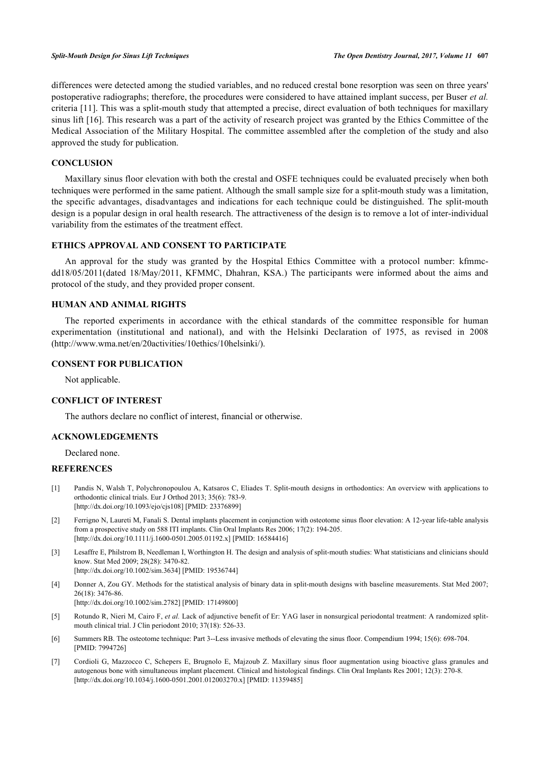differences were detected among the studied variables, and no reduced crestal bone resorption was seen on three years' postoperative radiographs; therefore, the procedures were considered to have attained implant success, per Buser *et al.* criteria [11]. This was a split-mouth study that attempted a precise, direct evaluation of both techniques for maxillary sinus lift [16]. This research was a part of the activity of research project was granted by the Ethics Committee of the Medical Association of the Military Hospital. The committee assembled after the completion of the study and also approved the study for publication.

## CONCLUSION

Maxillary sinus floor elevation with both the crestal and OSFE techniques could be evaluated precisely when both techniques were performed in the same patient. Although the small sample size for a split-mouth study was a limitation, the specific advantages, disadvantages and indications for each technique could be distinguished. The split-mouth design is a popular design in oral health research. The attractiveness of the design is to remove a lot of inter-individual variability from the estimates of the treatment effect.

## ETHICS APPROVAL AND CONSENT TO PARTICIPATE

An approval for the study was granted by the Hospital Ethics Committee with a protocol number: kfmmc-dd18/05/2011(dated 18/May/2011, KFMMC, Dhahran, KSA.) The participants were informed about the aims and protocol of the study, and they provided proper consent.

## HUMAN AND ANIMAL RIGHTS

The reported experiments in accordance with the ethical standards of the committee responsible for human experimentation (institutional and national), and with the Helsinki Declaration of 1975, as revised in 2008 (http://www.wma.net/en/20activities/10ethics/10helsinki/).

## CONSENT FOR PUBLICATION

Not applicable.

## CONFLICT OF INTEREST

The authors declare no conflict of interest, financial or otherwise.

## ACKNOWLEDGEMENTS

Declared none.

## REFERENCES

[1] Pandis N, Walsh T, Polychronopoulou A, Katsaros C, Eliades T. Split-mouth designs in orthodontics: An overview with applications to orthodontic clinical trials. Eur J Orthod 2013; 35(6): 783-9. [http://dx.doi.org/10.1093/ejo/cjs108] [PMID: 23376899]

[2] Ferrigno N, Laureti M, Fanali S. Dental implants placement in conjunction with osteotome sinus floor elevation: A 12-year life-table analysis from a prospective study on 588 ITI implants. Clin Oral Implants Res 2006; 17(2): 194-205. [http://dx.doi.org/10.1111/j.1600-0501.2005.01192.x] [PMID: 16584416]

[3] Lesaffre E, Philstrom B, Needleman I, Worthington H. The design and analysis of split-mouth studies: What statisticians and clinicians should know. Stat Med 2009; 28(28): 3470-82. [http://dx.doi.org/10.1002/sim.3634] [PMID: 19536744]

[4] Donner A, Zou GY. Methods for the statistical analysis of binary data in split-mouth designs with baseline measurements. Stat Med 2007; 26(18): 3476-86. [http://dx.doi.org/10.1002/sim.2782] [PMID: 17149800]

[5] Rotundo R, Nieri M, Cairo F, *et al.* Lack of adjunctive benefit of Er: YAG laser in nonsurgical periodontal treatment: A randomized split-mouth clinical trial. J Clin periodont 2010; 37(18): 526-33.

[6] Summers RB. The osteotome technique: Part 3--Less invasive methods of elevating the sinus floor. Compendium 1994; 15(6): 698-704. [PMID: 7994726]

[7] Cordioli G, Mazzocco C, Schepers E, Brugnolo E, Majzoub Z. Maxillary sinus floor augmentation using bioactive glass granules and autogenous bone with simultaneous implant placement. Clinical and histological findings. Clin Oral Implants Res 2001; 12(3): 270-8. [http://dx.doi.org/10.1034/j.1600-0501.2001.012003270.x] [PMID: 11359485]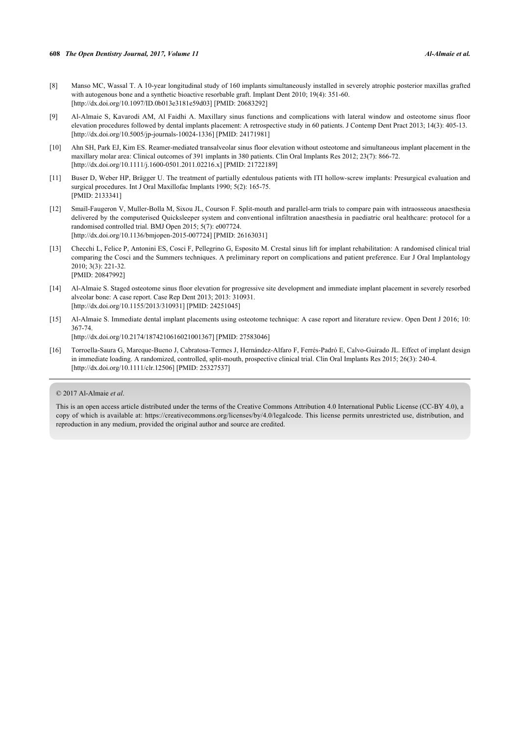[8] Manso MC, Wassal T. A 10-year longitudinal study of 160 implants simultaneously installed in severely atrophic posterior maxillas grafted with autogenous bone and a synthetic bioactive resorbable graft. Implant Dent 2010; 19(4): 351-60.
[http://dx.doi.org/10.1097/ID.0b013e3181e59d03] [PMID: 20683292]

[9] Al-Almaie S, Kavarodi AM, Al Faidhi A. Maxillary sinus functions and complications with lateral window and osteotome sinus floor elevation procedures followed by dental implants placement: A retrospective study in 60 patients. J Contemp Dent Pract 2013; 14(3): 405-13.
[http://dx.doi.org/10.5005/jp-journals-10024-1336] [PMID: 24171981]

[10] Ahn SH, Park EJ, Kim ES. Reamer-mediated transalveolar sinus floor elevation without osteotome and simultaneous implant placement in the maxillary molar area: Clinical outcomes of 391 implants in 380 patients. Clin Oral Implants Res 2012; 23(7): 866-72.
[http://dx.doi.org/10.1111/j.1600-0501.2011.02216.x] [PMID: 21722189]

[11] Buser D, Weber HP, Brägger U. The treatment of partially edentulous patients with ITI hollow-screw implants: Presurgical evaluation and surgical procedures. Int J Oral Maxillofac Implants 1990; 5(2): 165-75.
[PMID: 2133341]

[12] Smaïl-Faugeron V, Muller-Bolla M, Sixou JL, Courson F. Split-mouth and parallel-arm trials to compare pain with intraosseous anaesthesia delivered by the computerised Quicksleeper system and conventional infiltration anaesthesia in paediatric oral healthcare: protocol for a randomised controlled trial. BMJ Open 2015; 5(7): e007724.
[http://dx.doi.org/10.1136/bmjopen-2015-007724] [PMID: 26163031]

[13] Checchi L, Felice P, Antonini ES, Cosci F, Pellegrino G, Esposito M. Crestal sinus lift for implant rehabilitation: A randomised clinical trial comparing the Cosci and the Summers techniques. A preliminary report on complications and patient preference. Eur J Oral Implantology 2010; 3(3): 221-32.
[PMID: 20847992]

[14] Al-Almaie S. Staged osteotome sinus floor elevation for progressive site development and immediate implant placement in severely resorbed alveolar bone: A case report. Case Rep Dent 2013; 2013: 310931.
[http://dx.doi.org/10.1155/2013/310931] [PMID: 24251045]

[15] Al-Almaie S. Immediate dental implant placements using osteotome technique: A case report and literature review. Open Dent J 2016; 10: 367-74.
[http://dx.doi.org/10.2174/1874210601610010367] [PMID: 27583046]

[16] Torroella-Saura G, Mareque-Bueno J, Cabratosa-Termes J, Hernández-Alfaro F, Ferrés-Padró E, Calvo-Guirado JL. Effect of implant design in immediate loading. A randomized, controlled, split-mouth, prospective clinical trial. Clin Oral Implants Res 2015; 26(3): 240-4.
[http://dx.doi.org/10.1111/clr.12506] [PMID: 25327537]

---

© 2017 Al-Almaie *et al*.

This is an open access article distributed under the terms of the Creative Commons Attribution 4.0 International Public License (CC-BY 4.0), a copy of which is available at: https://creativecommons.org/licenses/by/4.0/legalcode. This license permits unrestricted use, distribution, and reproduction in any medium, provided the original author and source are credited.